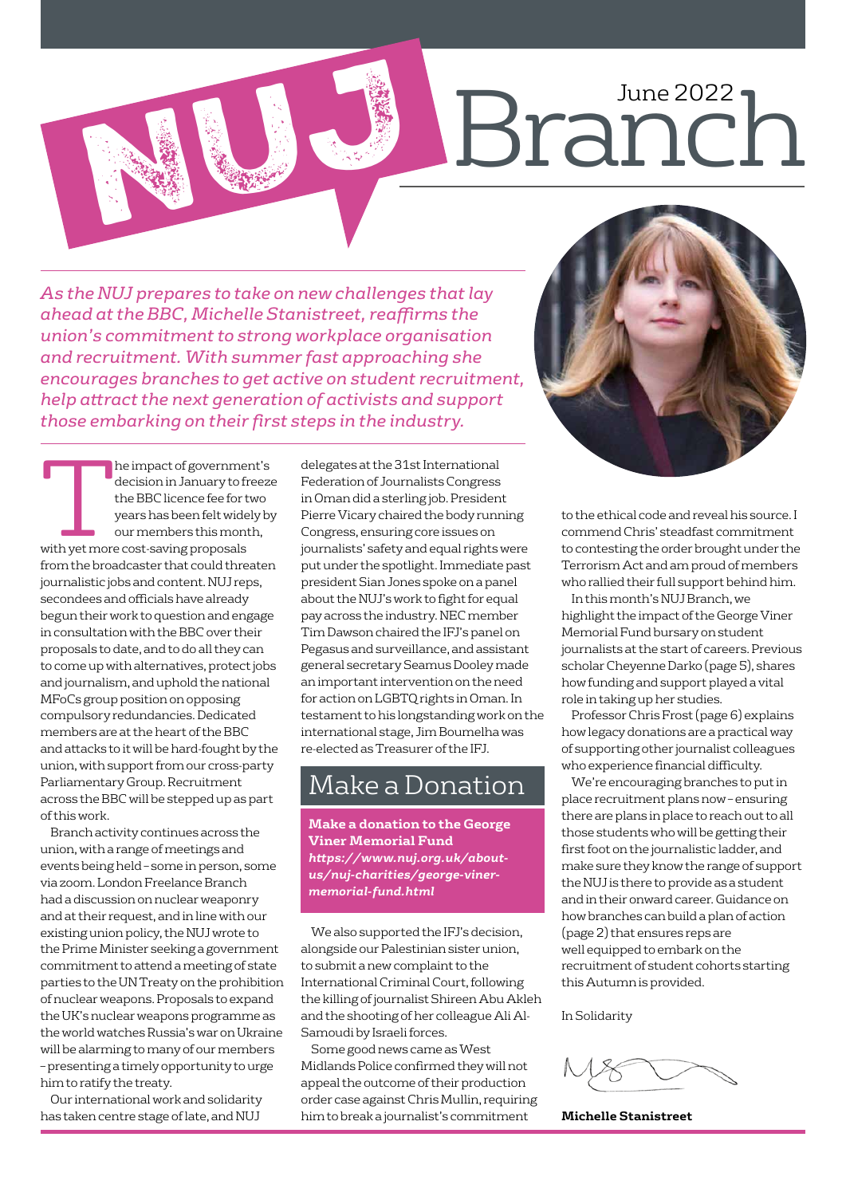# NUJ Branch

June 2022

*As the NUJ prepares to take on new challenges that lay ahead at the BBC, Michelle Stanistreet, reaffirms the union's commitment to strong workplace organisation and recruitment. With summer fast approaching she encourages branches to get active on student recruitment, help attract the next generation of activists and support those embarking on their first steps in the industry.*

The impact of government's decision in January to freeze the BBC licence fee for two years has been felt widely by our members this month, with yet more cost-saving proposals from the broadcaster that could threaten journalistic jobs and content. NUJ reps, secondees and officials have already begun their work to question and engage in consultation with the BBC over their proposals to date, and to do all they can to come up with alternatives, protect jobs and journalism, and uphold the national MFoCs group position on opposing compulsory redundancies. Dedicated members are at the heart of the BBC and attacks to it will be hard-fought by the union, with support from our cross-party Parliamentary Group. Recruitment across the BBC will be stepped up as part of this work.

Branch activity continues across the union, with a range of meetings and events being held – some in person, some via zoom. London Freelance Branch had a discussion on nuclear weaponry and at their request, and in line with our existing union policy, the NUJ wrote to the Prime Minister seeking a government commitment to attend a meeting of state parties to the UN Treaty on the prohibition of nuclear weapons. Proposals to expand the UK's nuclear weapons programme as the world watches Russia's war on Ukraine will be alarming to many of our members – presenting a timely opportunity to urge him to ratify the treaty.

Our international work and solidarity has taken centre stage of late, and NUJ delegates at the 31st International Federation of Journalists Congress in Oman did a sterling job. President Pierre Vicary chaired the body running Congress, ensuring core issues on journalists' safety and equal rights were put under the spotlight. Immediate past president Sian Jones spoke on a panel about the NUJ's work to fight for equal pay across the industry. NEC member Tim Dawson chaired the IFJ's panel on Pegasus and surveillance, and assistant general secretary Seamus Dooley made an important intervention on the need for action on LGBTQ rights in Oman. In testament to his longstanding work on the international stage, Jim Boumelha was re-elected as Treasurer of the IFJ.

## Make a Donation

**Make a donation to the George Viner Memorial Fund**
***https://www.nuj.org.uk/about-us/nuj-charities/george-viner-memorial-fund.html***

We also supported the IFJ's decision, alongside our Palestinian sister union, to submit a new complaint to the International Criminal Court, following the killing of journalist Shireen Abu Akleh and the shooting of her colleague Ali Al-Samoudi by Israeli forces.

Some good news came as West Midlands Police confirmed they will not appeal the outcome of their production order case against Chris Mullin, requiring him to break a journalist's commitment to the ethical code and reveal his source. I commend Chris' steadfast commitment to contesting the order brought under the Terrorism Act and am proud of members who rallied their full support behind him.

In this month's NUJ Branch, we highlight the impact of the George Viner Memorial Fund bursary on student journalists at the start of careers. Previous scholar Cheyenne Darko (page 5), shares how funding and support played a vital role in taking up her studies.

Professor Chris Frost (page 6) explains how legacy donations are a practical way of supporting other journalist colleagues who experience financial difficulty.

We're encouraging branches to put in place recruitment plans now – ensuring there are plans in place to reach out to all those students who will be getting their first foot on the journalistic ladder, and make sure they know the range of support the NUJ is there to provide as a student and in their onward career. Guidance on how branches can build a plan of action (page 2) that ensures reps are well equipped to embark on the recruitment of student cohorts starting this Autumn is provided.

In Solidarity

**Michelle Stanistreet**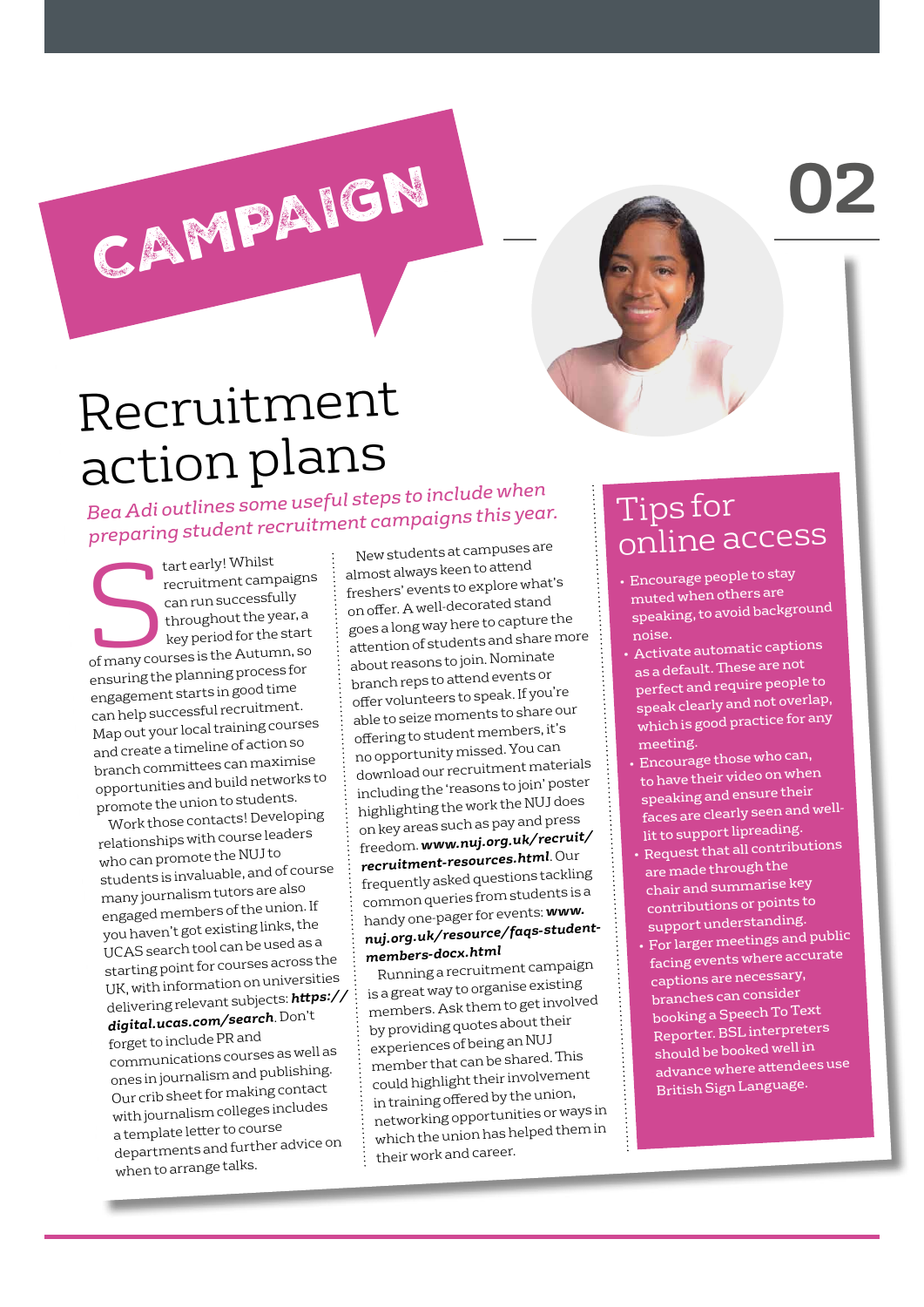CAMPAIGN

02

# Recruitment action plans

*Bea Adi outlines some useful steps to include when preparing student recruitment campaigns this year.*

Start early! Whilst recruitment campaigns can run successfully throughout the year, a key period for the start of many courses is the Autumn, so ensuring the planning process for engagement starts in good time can help successful recruitment. Map out your local training courses and create a timeline of action so branch committees can maximise opportunities and build networks to promote the union to students.

Work those contacts! Developing relationships with course leaders who can promote the NUJ to students is invaluable, and of course many journalism tutors are also engaged members of the union. If you haven't got existing links, the UCAS search tool can be used as a starting point for courses across the UK, with information on universities delivering relevant subjects: ***https://digital.ucas.com/search***. Don't forget to include PR and communications courses as well as ones in journalism and publishing. Our crib sheet for making contact with journalism colleges includes a template letter to course departments and further advice on when to arrange talks.

New students at campuses are almost always keen to attend freshers' events to explore what's on offer. A well-decorated stand goes a long way here to capture the attention of students and share more about reasons to join. Nominate branch reps to attend events or offer volunteers to speak. If you're able to seize moments to share our offering to student members, it's no opportunity missed. You can download our recruitment materials including the 'reasons to join' poster highlighting the work the NUJ does on key areas such as pay and press freedom. ***www.nuj.org.uk/recruit/recruitment-resources.html***. Our frequently asked questions tackling common queries from students is a handy one-pager for events: ***www.nuj.org.uk/resource/faqs-student-members-docx.html***

Running a recruitment campaign is a great way to organise existing members. Ask them to get involved by providing quotes about their experiences of being an NUJ member that can be shared. This could highlight their involvement in training offered by the union, networking opportunities or ways in which the union has helped them in their work and career.

## Tips for online access

- Encourage people to stay muted when others are speaking, to avoid background noise.
- Activate automatic captions as a default. These are not perfect and require people to speak clearly and not overlap, which is good practice for any meeting.
- Encourage those who can, to have their video on when speaking and ensure their faces are clearly seen and well-lit to support lipreading.
- Request that all contributions are made through the chair and summarise key contributions or points to support understanding.
- For larger meetings and public facing events where accurate captions are necessary, branches can consider booking a Speech To Text Reporter. BSL interpreters should be booked well in advance where attendees use British Sign Language.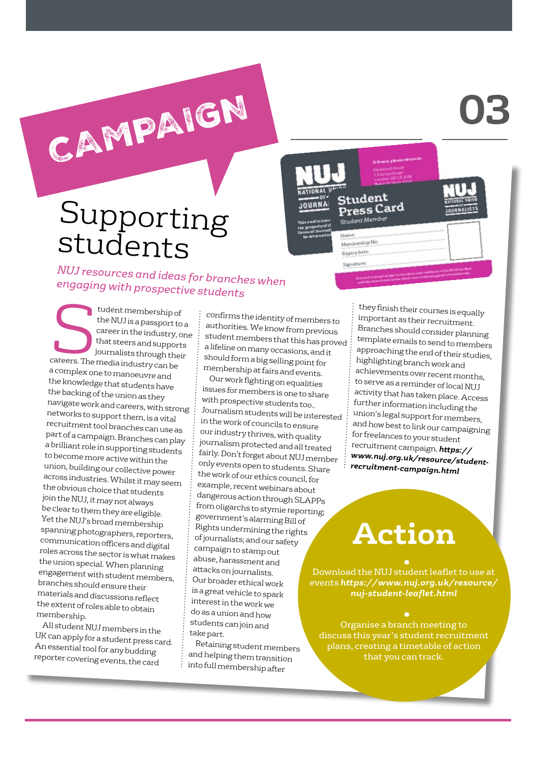CAMPAIGN

# Supporting students

*NUJ resources and ideas for branches when engaging with prospective students*

Student membership of the NUJ is a passport to a career in the industry, one that steers and supports journalists through their careers. The media industry can be a complex one to manoeuvre and the knowledge that students have the backing of the union as they navigate work and careers, with strong networks to support them, is a vital recruitment tool branches can use as part of a campaign. Branches can play a brilliant role in supporting students to become more active within the union, building our collective power across industries. Whilst it may seem the obvious choice that students join the NUJ, it may not always be clear to them they are eligible. Yet the NUJ's broad membership spanning photographers, reporters, communication officers and digital roles across the sector is what makes the union special. When planning engagement with student members, branches should ensure their materials and discussions reflect the extent of roles able to obtain membership.

All student NUJ members in the UK can apply for a student press card. An essential tool for any budding reporter covering events, the card confirms the identity of members to authorities. We know from previous student members that this has proved a lifeline on many occasions, and it should form a big selling point for membership at fairs and events.

Our work fighting on equalities issues for members is one to share with prospective students too.. Journalism students will be interested in the work of councils to ensure our industry thrives, with quality journalism protected and all treated fairly. Don't forget about NUJ member only events open to students. Share the work of our ethics council, for example, recent webinars about dangerous action through SLAPPs from oligarchs to stymie reporting; government's alarming Bill of Rights undermining the rights of journalists; and our safety campaign to stamp out abuse, harassment and attacks on journalists. Our broader ethical work is a great vehicle to spark interest in the work we do as a union and how students can join and take part.

Retaining student members and helping them transition into full membership after they finish their courses is equally important as their recruitment. Branches should consider planning template emails to send to members approaching the end of their studies, highlighting branch work and achievements over recent months, to serve as a reminder of local NUJ activity that has taken place. Access further information including the union's legal support for members, and how best to link our campaigning for freelances to your student recruitment campaign. ***https://www.nuj.org.uk/resource/student-recruitment-campaign.html***

## Action

- Download the NUJ student leaflet to use at events ***https://www.nuj.org.uk/resource/nuj-student-leaflet.html***
- Organise a branch meeting to discuss this year's student recruitment plans, creating a timetable of action that you can track.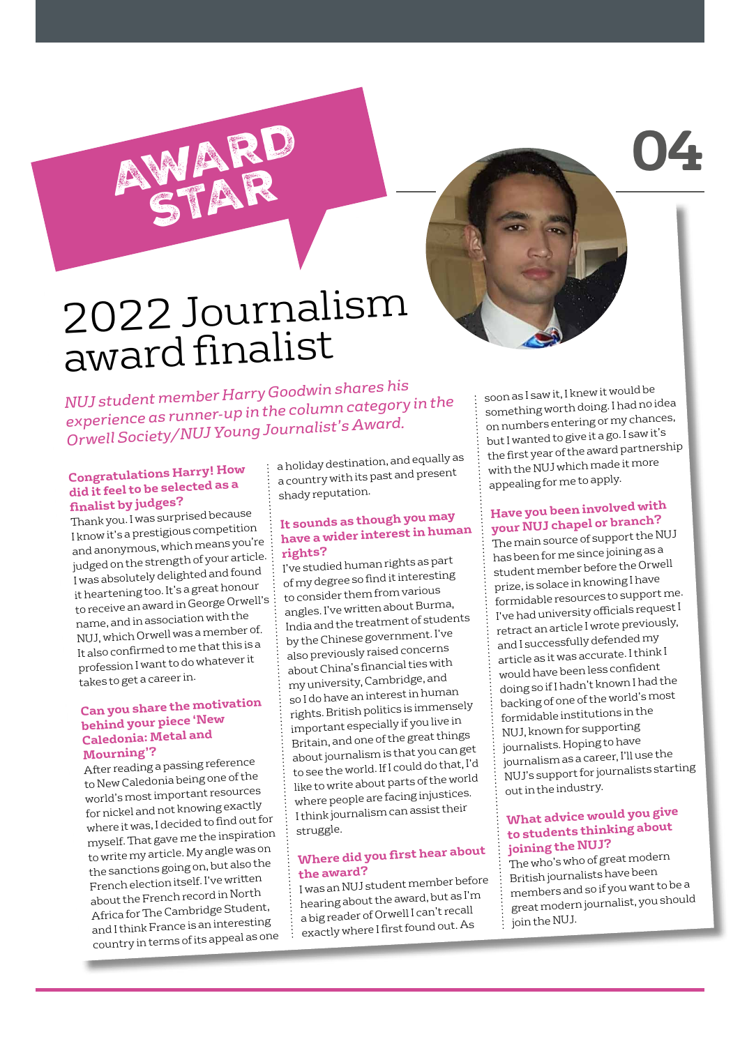AWARD STAR

# 2022 Journalism award finalist

*NUJ student member Harry Goodwin shares his experience as runner-up in the column category in the Orwell Society/NUJ Young Journalist's Award.*

**Congratulations Harry! How did it feel to be selected as a finalist by judges?**

Thank you. I was surprised because I know it's a prestigious competition and anonymous, which means you're judged on the strength of your article. I was absolutely delighted and found it heartening too. It's a great honour to receive an award in George Orwell's name, and in association with the NUJ, which Orwell was a member of. It also confirmed to me that this is a profession I want to do whatever it takes to get a career in.

**Can you share the motivation behind your piece 'New Caledonia: Metal and Mourning'?**

After reading a passing reference to New Caledonia being one of the world's most important resources for nickel and not knowing exactly where it was, I decided to find out for myself. That gave me the inspiration to write my article. My angle was on the sanctions going on, but also the French election itself. I've written about the French record in North Africa for The Cambridge Student, and I think France is an interesting country in terms of its appeal as one a holiday destination, and equally as a country with its past and present shady reputation.

**It sounds as though you may have a wider interest in human rights?**

I've studied human rights as part of my degree so find it interesting to consider them from various angles. I've written about Burma, India and the treatment of students by the Chinese government. I've also previously raised concerns about China's financial ties with my university, Cambridge, and so I do have an interest in human rights. British politics is immensely important especially if you live in Britain, and one of the great things about journalism is that you can get to see the world. If I could do that, I'd like to write about parts of the world where people are facing injustices. I think journalism can assist their struggle.

**Where did you first hear about the award?**

I was an NUJ student member before hearing about the award, but as I'm a big reader of Orwell I can't recall exactly where I first found out. As soon as I saw it, I knew it would be something worth doing. I had no idea on numbers entering or my chances, but I wanted to give it a go. I saw it's the first year of the award partnership with the NUJ which made it more appealing for me to apply.

**Have you been involved with your NUJ chapel or branch?**

The main source of support the NUJ has been for me since joining as a student member before the Orwell prize, is solace in knowing I have formidable resources to support me. I've had university officials request I retract an article I wrote previously, and I successfully defended my article as it was accurate. I think I would have been less confident doing so if I hadn't known I had the backing of one of the world's most formidable institutions in the NUJ, known for supporting journalists. Hoping to have journalism as a career, I'll use the NUJ's support for journalists starting out in the industry.

**What advice would you give to students thinking about joining the NUJ?**

The who's who of great modern British journalists have been members and so if you want to be a great modern journalist, you should join the NUJ.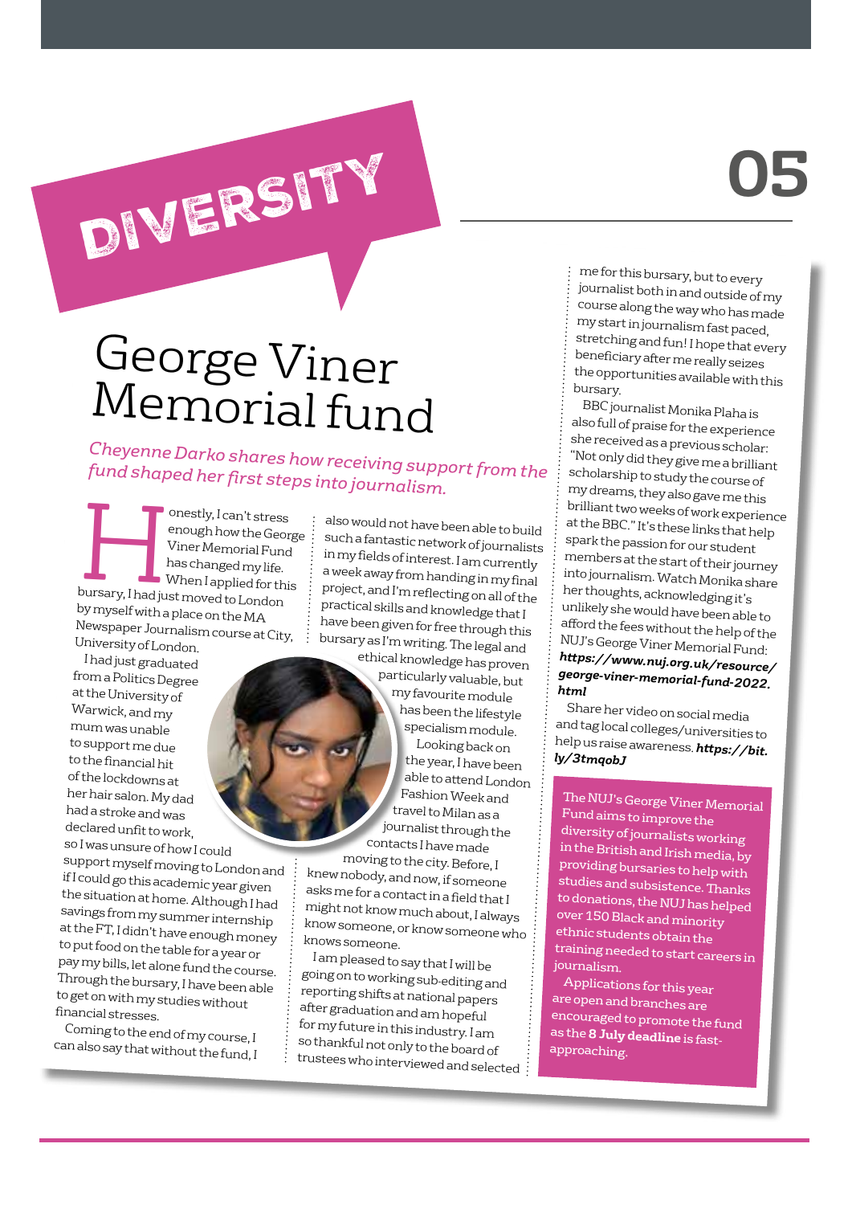DIVERSITY

# George Viner Memorial fund

*Cheyenne Darko shares how receiving support from the fund shaped her first steps into journalism.*

Honestly, I can't stress enough how the George Viner Memorial Fund has changed my life. When I applied for this bursary, I had just moved to London by myself with a place on the MA Newspaper Journalism course at City, University of London.

I had just graduated from a Politics Degree at the University of Warwick, and my mum was unable to support me due to the financial hit of the lockdowns at her hair salon. My dad had a stroke and was declared unfit to work, so I was unsure of how I could support myself moving to London and if I could go this academic year given the situation at home. Although I had savings from my summer internship at the FT, I didn't have enough money to put food on the table for a year or pay my bills, let alone fund the course. Through the bursary, I have been able to get on with my studies without financial stresses.

Coming to the end of my course, I can also say that without the fund, I also would not have been able to build such a fantastic network of journalists in my fields of interest. I am currently a week away from handing in my final project, and I'm reflecting on all of the practical skills and knowledge that I have been given for free through this bursary as I'm writing. The legal and ethical knowledge has proven particularly valuable, but my favourite module has been the lifestyle specialism module.

Looking back on the year, I have been able to attend London Fashion Week and travel to Milan as a journalist through the contacts I have made moving to the city. Before, I knew nobody, and now, if someone asks me for a contact in a field that I might not know much about, I always know someone, or know someone who knows someone.

I am pleased to say that I will be going on to working sub-editing and reporting shifts at national papers after graduation and am hopeful for my future in this industry. I am so thankful not only to the board of trustees who interviewed and selected me for this bursary, but to every journalist both in and outside of my course along the way who has made my start in journalism fast paced, stretching and fun! I hope that every beneficiary after me really seizes the opportunities available with this bursary.

BBC journalist Monika Plaha is also full of praise for the experience she received as a previous scholar: "Not only did they give me a brilliant scholarship to study the course of my dreams, they also gave me this brilliant two weeks of work experience at the BBC." It's these links that help spark the passion for our student members at the start of their journey into journalism. Watch Monika share her thoughts, acknowledging it's unlikely she would have been able to afford the fees without the help of the NUJ's George Viner Memorial Fund: ***https://www.nuj.org.uk/resource/george-viner-memorial-fund-2022.html***

Share her video on social media and tag local colleges/universities to help us raise awareness. ***https://bit.ly/3tmqobJ***

The NUJ's George Viner Memorial Fund aims to improve the diversity of journalists working in the British and Irish media, by providing bursaries to help with studies and subsistence. Thanks to donations, the NUJ has helped over 150 Black and minority ethnic students obtain the training needed to start careers in journalism.

Applications for this year are open and branches are encouraged to promote the fund as the **8 July deadline** is fast-approaching.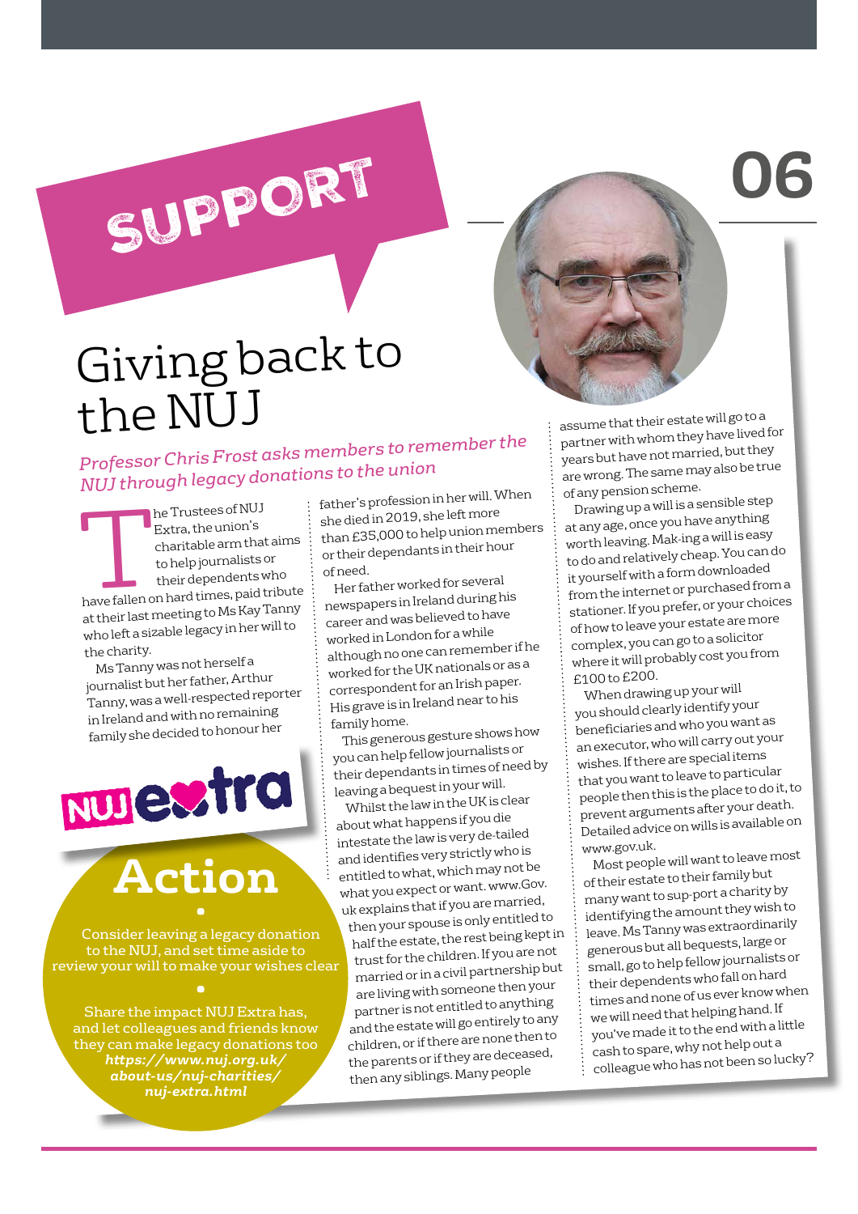SUPPORT

# Giving back to the NUJ

*Professor Chris Frost asks members to remember the NUJ through legacy donations to the union*

The Trustees of NUJ Extra, the union's charitable arm that aims to help journalists or their dependents who have fallen on hard times, paid tribute at their last meeting to Ms Kay Tanny who left a sizable legacy in her will to the charity.

Ms Tanny was not herself a journalist but her father, Arthur Tanny, was a well-respected reporter in Ireland and with no remaining family she decided to honour her father's profession in her will. When she died in 2019, she left more than £35,000 to help union members or their dependants in their hour of need.

Her father worked for several newspapers in Ireland during his career and was believed to have worked in London for a while although no one can remember if he worked for the UK nationals or as a correspondent for an Irish paper. His grave is in Ireland near to his family home.

This generous gesture shows how you can help fellow journalists or their dependants in times of need by leaving a bequest in your will.

Whilst the law in the UK is clear about what happens if you die intestate the law is very de-tailed and identifies very strictly who is entitled to what, which may not be what you expect or want. www.Gov.uk explains that if you are married, then your spouse is only entitled to half the estate, the rest being kept in trust for the children. If you are not married or in a civil partnership but are living with someone then your partner is not entitled to anything and the estate will go entirely to any children, or if there are none then to the parents or if they are deceased, then any siblings. Many people assume that their estate will go to a partner with whom they have lived for years but have not married, but they are wrong. The same may also be true of any pension scheme.

Drawing up a will is a sensible step at any age, once you have anything worth leaving. Mak-ing a will is easy to do and relatively cheap. You can do it yourself with a form downloaded from the internet or purchased from a stationer. If you prefer, or your choices of how to leave your estate are more complex, you can go to a solicitor where it will probably cost you from £100 to £200.

When drawing up your will you should clearly identify your beneficiaries and who you want as an executor, who will carry out your wishes. If there are special items that you want to leave to particular people then this is the place to do it, to prevent arguments after your death. Detailed advice on wills is available on www.gov.uk.

Most people will want to leave most of their estate to their family but many want to sup-port a charity by identifying the amount they wish to leave. Ms Tanny was extraordinarily generous but all bequests, large or small, go to help fellow journalists or their dependents who fall on hard times and none of us ever know when we will need that helping hand. If you've made it to the end with a little cash to spare, why not help out a colleague who has not been so lucky?

NUJ extra

## Action

- Consider leaving a legacy donation to the NUJ, and set time aside to review your will to make your wishes clear
- Share the impact NUJ Extra has, and let colleagues and friends know they can make legacy donations too ***https://www.nuj.org.uk/about-us/nuj-charities/nuj-extra.html***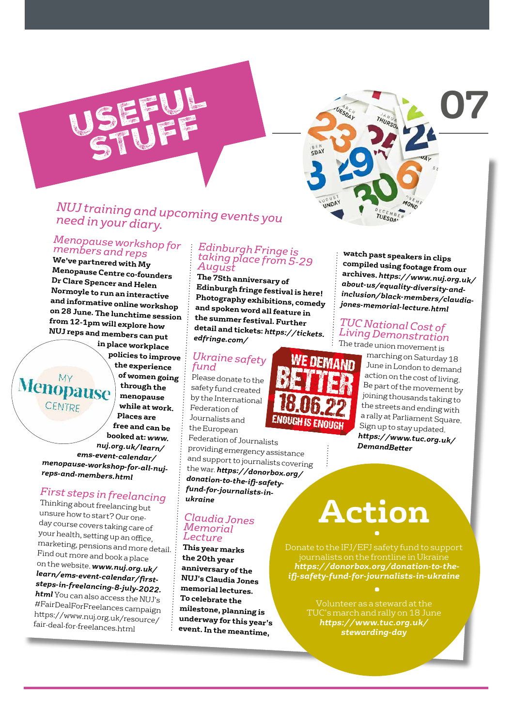# USEFUL STUFF

*NUJ training and upcoming events you need in your diary.*

## Menopause workshop for members and reps

**We've partnered with My Menopause Centre co-founders Dr Clare Spencer and Helen Normoyle to run an interactive and informative online workshop on 28 June. The lunchtime session from 12-1pm will explore how NUJ reps and members can put in place workplace policies to improve the experience of women going through the menopause while at work. Places are free and can be booked at: *www.nuj.org.uk/learn/ems-event-calendar/menopause-workshop-for-all-nuj-reps-and-members.html***

MY Menopause CENTRE

## First steps in freelancing

Thinking about freelancing but unsure how to start? Our one-day course covers taking care of your health, setting up an office, marketing, pensions and more detail. Find out more and book a place on the website. ***www.nuj.org.uk/learn/ems-event-calendar/first-steps-in-freelancing-8-july-2022.html*** You can also access the NUJ's #FairDealForFreelances campaign https://www.nuj.org.uk/resource/fair-deal-for-freelances.html

## Edinburgh Fringe is taking place from 5-29 August

**The 75th anniversary of Edinburgh fringe festival is here! Photography exhibitions, comedy and spoken word all feature in the summer festival. Further detail and tickets: *https://tickets.edfringe.com/***

## Ukraine safety fund

Please donate to the safety fund created by the International Federation of Journalists and the European Federation of Journalists providing emergency assistance and support to journalists covering the war. ***https://donorbox.org/donation-to-the-ifj-safety-fund-for-journalists-in-ukraine***

WE DEMAND BETTER 18.06.22 ENOUGH IS ENOUGH

## Claudia Jones Memorial Lecture

**This year marks the 20th year anniversary of the NUJ's Claudia Jones memorial lectures. To celebrate the milestone, planning is underway for this year's event. In the meantime, watch past speakers in clips compiled using footage from our archives. *https://www.nuj.org.uk/about-us/equality-diversity-and-inclusion/black-members/claudia-jones-memorial-lecture.html***

## TUC National Cost of Living Demonstration

The trade union movement is marching on Saturday 18 June in London to demand action on the cost of living. Be part of the movement by joining thousands taking to the streets and ending with a rally at Parliament Square. Sign up to stay updated. ***https://www.tuc.org.uk/DemandBetter***

## Action

- Donate to the IFJ/EFJ safety fund to support journalists on the frontline in Ukraine ***https://donorbox.org/donation-to-the-ifj-safety-fund-for-journalists-in-ukraine***
- Volunteer as a steward at the TUC's march and rally on 18 June ***https://www.tuc.org.uk/stewarding-day***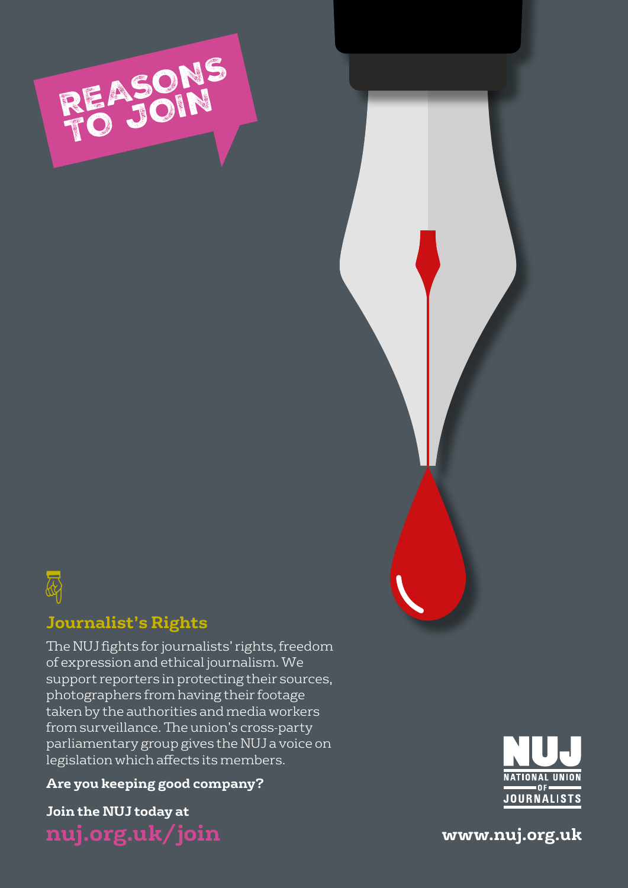REASONS TO JOIN

## Journalist's Rights

The NUJ fights for journalists' rights, freedom of expression and ethical journalism. We support reporters in protecting their sources, photographers from having their footage taken by the authorities and media workers from surveillance. The union's cross-party parliamentary group gives the NUJ a voice on legislation which affects its members.

**Are you keeping good company?**

**Join the NUJ today at**
**nuj.org.uk/join**

NUJ
NATIONAL UNION OF JOURNALISTS

**www.nuj.org.uk**